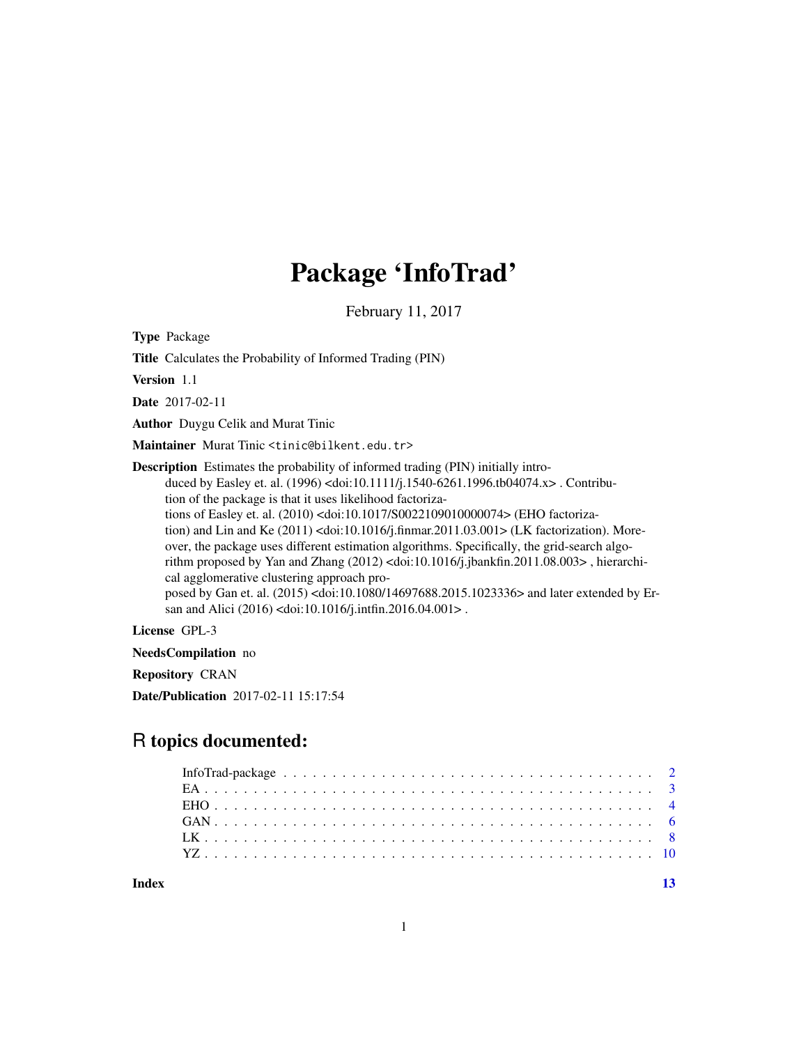# Package 'InfoTrad'

February 11, 2017

**Type** Package

**Title** Calculates the Probability of Informed Trading (PIN)

**Version** 1.1

**Date** 2017-02-11

**Author** Duygu Celik and Murat Tinic

**Maintainer** Murat Tinic <tinic@bilkent.edu.tr>

**Description** Estimates the probability of informed trading (PIN) initially introduced by Easley et. al. (1996) <doi:10.1111/j.1540-6261.1996.tb04074.x> . Contribution of the package is that it uses likelihood factorizations of Easley et. al. (2010) <doi:10.1017/S0022109010000074> (EHO factorization) and Lin and Ke (2011) <doi:10.1016/j.finmar.2011.03.001> (LK factorization). Moreover, the package uses different estimation algorithms. Specifically, the grid-search algorithm proposed by Yan and Zhang (2012) <doi:10.1016/j.jbankfin.2011.08.003> , hierarchical agglomerative clustering approach proposed by Gan et. al. (2015) <doi:10.1080/14697688.2015.1023336> and later extended by Ersan and Alici (2016) <doi:10.1016/j.intfin.2016.04.001> .

**License** GPL-3

**NeedsCompilation** no

**Repository** CRAN

**Date/Publication** 2017-02-11 15:17:54

## R topics documented:

| | |
|---|---|
| InfoTrad-package | 2 |
| EA | 3 |
| EHO | 4 |
| GAN | 6 |
| LK | 8 |
| YZ | 10 |
| **Index** | **13** |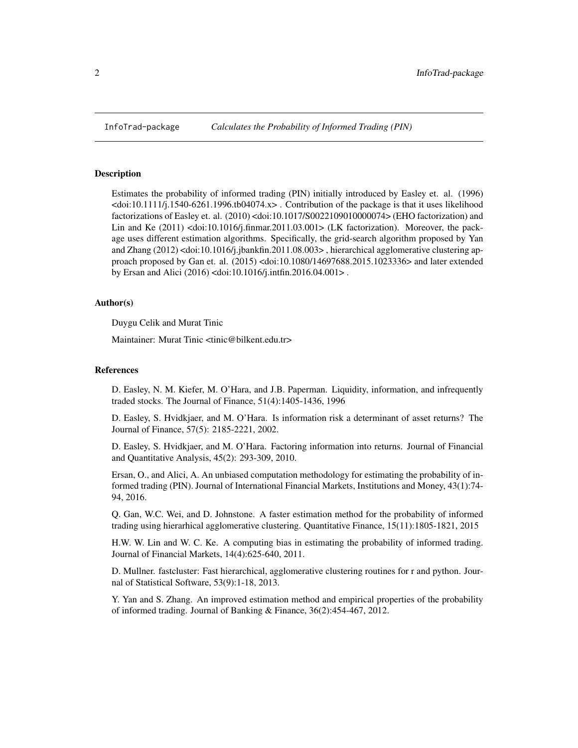InfoTrad-package *Calculates the Probability of Informed Trading (PIN)*

### Description

Estimates the probability of informed trading (PIN) initially introduced by Easley et. al. (1996) <doi:10.1111/j.1540-6261.1996.tb04074.x> . Contribution of the package is that it uses likelihood factorizations of Easley et. al. (2010) <doi:10.1017/S0022109010000074> (EHO factorization) and Lin and Ke (2011) <doi:10.1016/j.finmar.2011.03.001> (LK factorization). Moreover, the package uses different estimation algorithms. Specifically, the grid-search algorithm proposed by Yan and Zhang (2012) <doi:10.1016/j.jbankfin.2011.08.003> , hierarchical agglomerative clustering approach proposed by Gan et. al. (2015) <doi:10.1080/14697688.2015.1023336> and later extended by Ersan and Alici (2016) <doi:10.1016/j.intfin.2016.04.001> .

### Author(s)

Duygu Celik and Murat Tinic

Maintainer: Murat Tinic <tinic@bilkent.edu.tr>

### References

D. Easley, N. M. Kiefer, M. O'Hara, and J.B. Paperman. Liquidity, information, and infrequently traded stocks. The Journal of Finance, 51(4):1405-1436, 1996

D. Easley, S. Hvidkjaer, and M. O'Hara. Is information risk a determinant of asset returns? The Journal of Finance, 57(5): 2185-2221, 2002.

D. Easley, S. Hvidkjaer, and M. O'Hara. Factoring information into returns. Journal of Financial and Quantitative Analysis, 45(2): 293-309, 2010.

Ersan, O., and Alici, A. An unbiased computation methodology for estimating the probability of informed trading (PIN). Journal of International Financial Markets, Institutions and Money, 43(1):74-94, 2016.

Q. Gan, W.C. Wei, and D. Johnstone. A faster estimation method for the probability of informed trading using hierarhical agglomerative clustering. Quantitative Finance, 15(11):1805-1821, 2015

H.W. W. Lin and W. C. Ke. A computing bias in estimating the probability of informed trading. Journal of Financial Markets, 14(4):625-640, 2011.

D. Mullner. fastcluster: Fast hierarchical, agglomerative clustering routines for r and python. Journal of Statistical Software, 53(9):1-18, 2013.

Y. Yan and S. Zhang. An improved estimation method and empirical properties of the probability of informed trading. Journal of Banking & Finance, 36(2):454-467, 2012.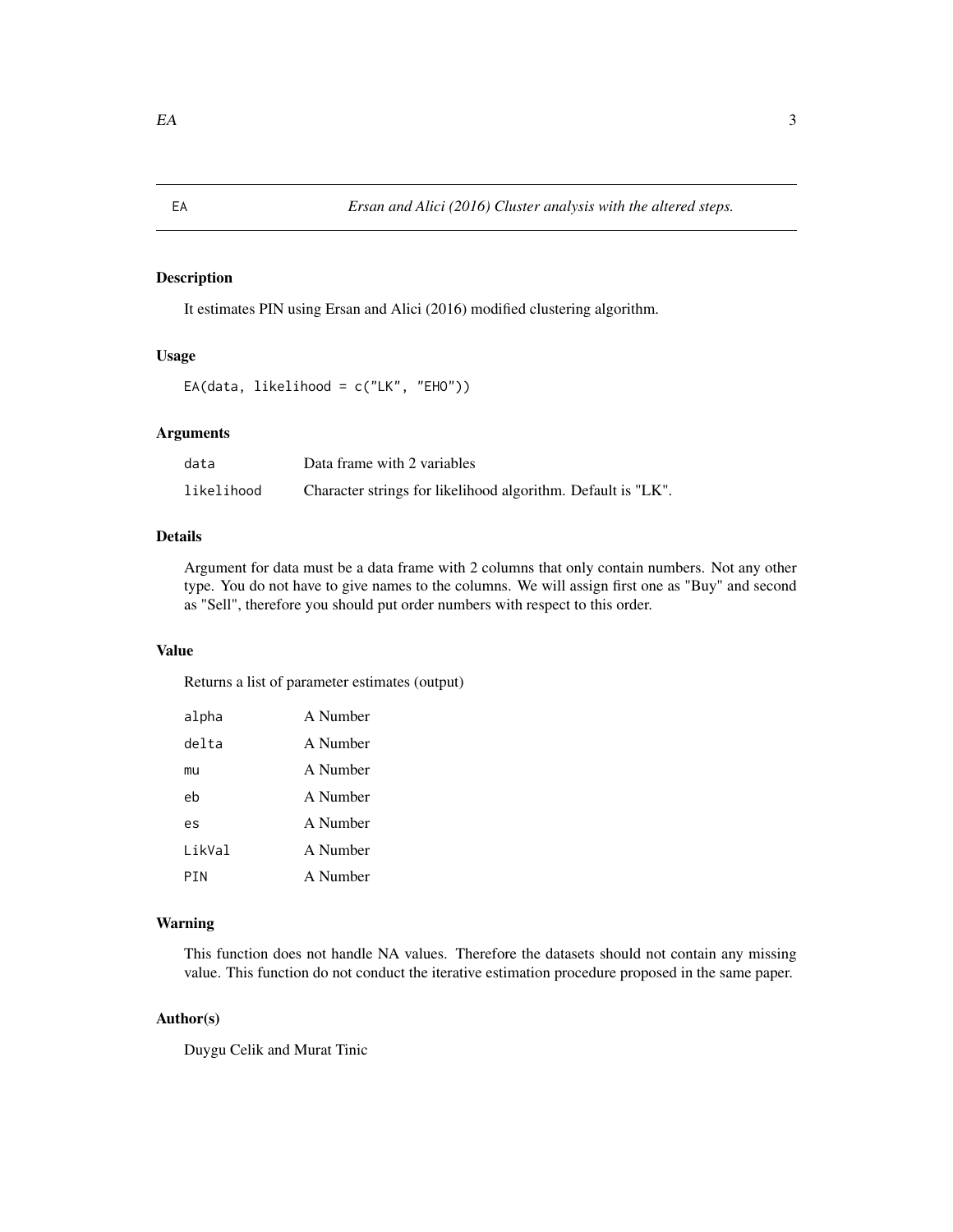EA    *Ersan and Alici (2016) Cluster analysis with the altered steps.*

### Description

It estimates PIN using Ersan and Alici (2016) modified clustering algorithm.

### Usage

```
EA(data, likelihood = c("LK", "EHO"))
```

### Arguments

| | |
|---|---|
| data | Data frame with 2 variables |
| likelihood | Character strings for likelihood algorithm. Default is "LK". |

### Details

Argument for data must be a data frame with 2 columns that only contain numbers. Not any other type. You do not have to give names to the columns. We will assign first one as "Buy" and second as "Sell", therefore you should put order numbers with respect to this order.

### Value

Returns a list of parameter estimates (output)

| | |
|---|---|
| alpha | A Number |
| delta | A Number |
| mu | A Number |
| eb | A Number |
| es | A Number |
| LikVal | A Number |
| PIN | A Number |

### Warning

This function does not handle NA values. Therefore the datasets should not contain any missing value. This function do not conduct the iterative estimation procedure proposed in the same paper.

### Author(s)

Duygu Celik and Murat Tinic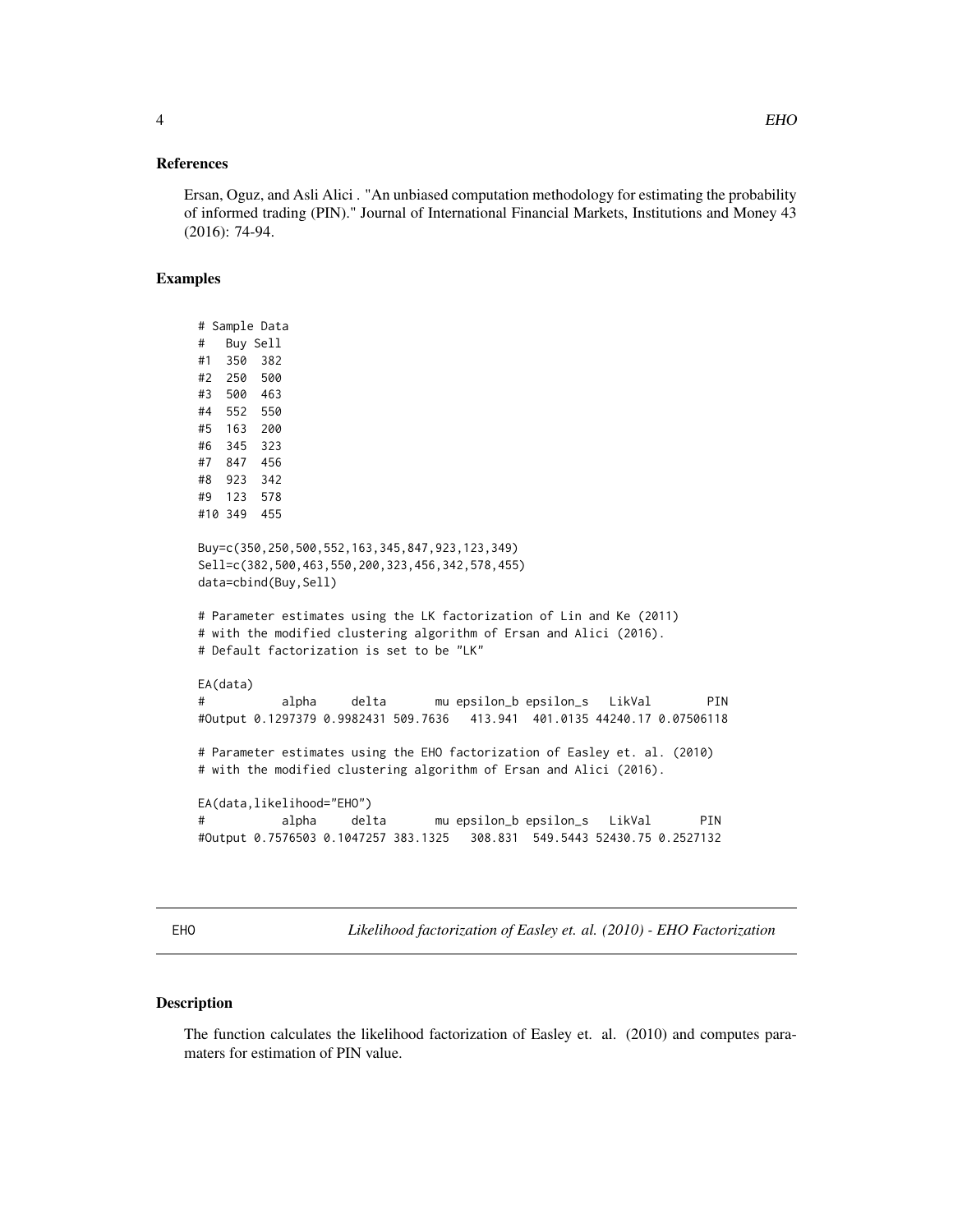### References

Ersan, Oguz, and Asli Alici . "An unbiased computation methodology for estimating the probability of informed trading (PIN)." Journal of International Financial Markets, Institutions and Money 43 (2016): 74-94.

### Examples

```
# Sample Data
#   Buy Sell
#1  350  382
#2  250  500
#3  500  463
#4  552  550
#5  163  200
#6  345  323
#7  847  456
#8  923  342
#9  123  578
#10 349  455

Buy=c(350,250,500,552,163,345,847,923,123,349)
Sell=c(382,500,463,550,200,323,456,342,578,455)
data=cbind(Buy,Sell)

# Parameter estimates using the LK factorization of Lin and Ke (2011)
# with the modified clustering algorithm of Ersan and Alici (2016).
# Default factorization is set to be "LK"

EA(data)
#           alpha     delta       mu epsilon_b epsilon_s   LikVal        PIN
#Output 0.1297379 0.9982431 509.7636   413.941  401.0135 44240.17 0.07506118

# Parameter estimates using the EHO factorization of Easley et. al. (2010)
# with the modified clustering algorithm of Ersan and Alici (2016).

EA(data,likelihood="EHO")
#           alpha     delta       mu epsilon_b epsilon_s   LikVal       PIN
#Output 0.7576503 0.1047257 383.1325   308.831  549.5443 52430.75 0.2527132
```

---

EHO *Likelihood factorization of Easley et. al. (2010) - EHO Factorization*

---

### Description

The function calculates the likelihood factorization of Easley et. al. (2010) and computes paramaters for estimation of PIN value.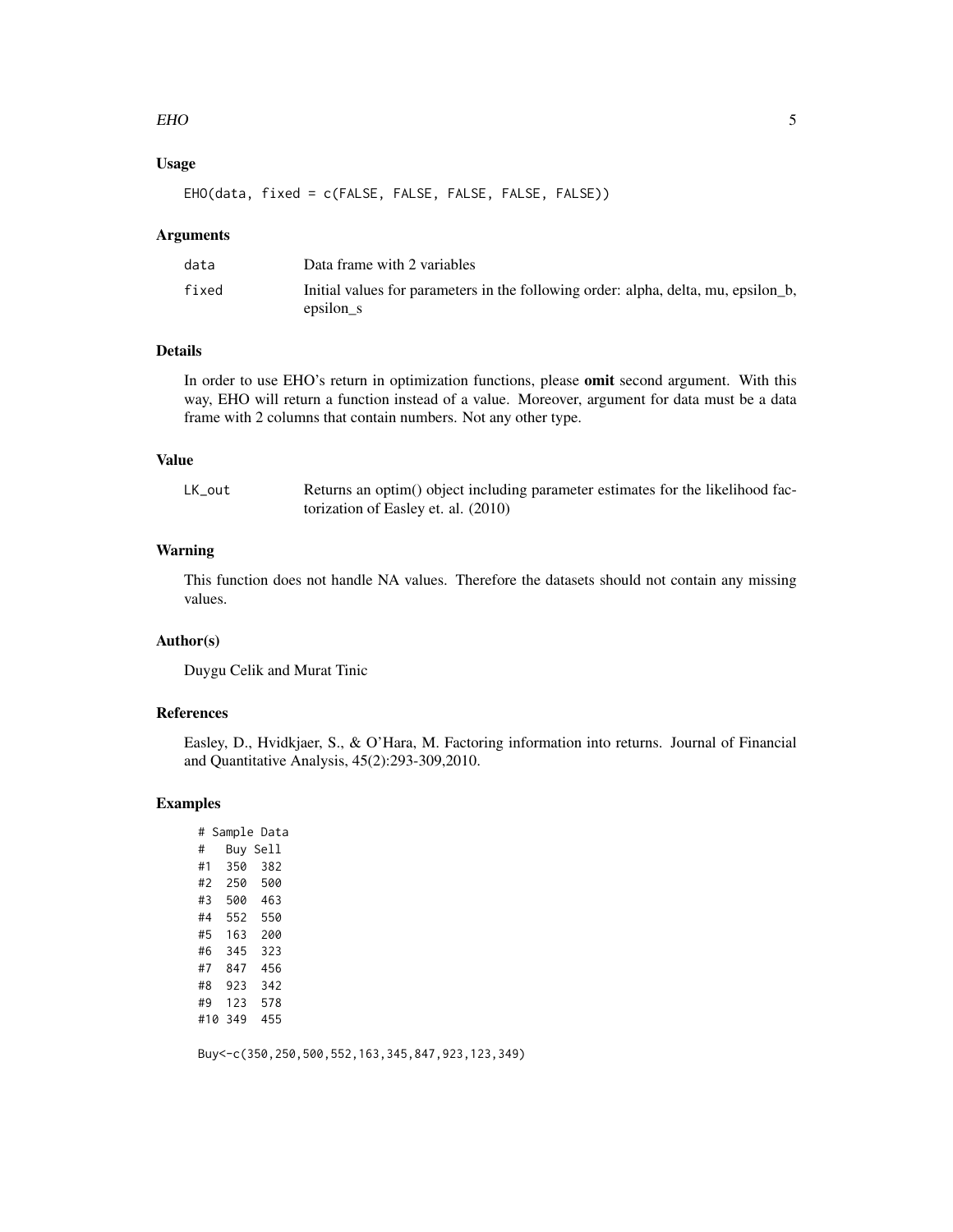### Usage

```
EHO(data, fixed = c(FALSE, FALSE, FALSE, FALSE, FALSE))
```

### Arguments

| | |
|---|---|
| data | Data frame with 2 variables |
| fixed | Initial values for parameters in the following order: alpha, delta, mu, epsilon_b, epsilon_s |

### Details

In order to use EHO's return in optimization functions, please **omit** second argument. With this way, EHO will return a function instead of a value. Moreover, argument for data must be a data frame with 2 columns that contain numbers. Not any other type.

### Value

| | |
|---|---|
| LK_out | Returns an optim() object including parameter estimates for the likelihood factorization of Easley et. al. (2010) |

### Warning

This function does not handle NA values. Therefore the datasets should not contain any missing values.

### Author(s)

Duygu Celik and Murat Tinic

### References

Easley, D., Hvidkjaer, S., & O'Hara, M. Factoring information into returns. Journal of Financial and Quantitative Analysis, 45(2):293-309,2010.

### Examples

```
# Sample Data
#   Buy Sell
#1  350  382
#2  250  500
#3  500  463
#4  552  550
#5  163  200
#6  345  323
#7  847  456
#8  923  342
#9  123  578
#10 349  455

Buy<-c(350,250,500,552,163,345,847,923,123,349)
```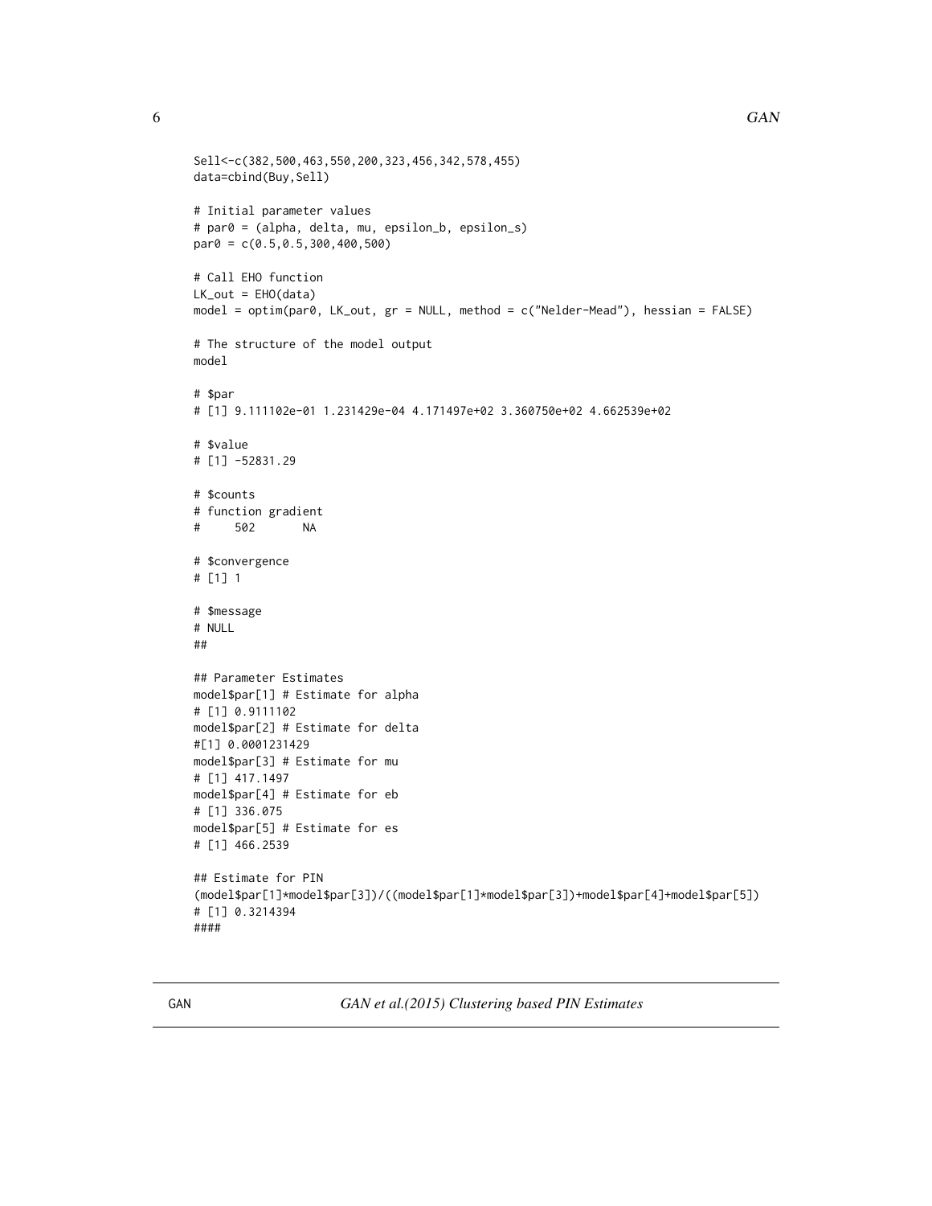```
Sell<-c(382,500,463,550,200,323,456,342,578,455)
data=cbind(Buy,Sell)

# Initial parameter values
# par0 = (alpha, delta, mu, epsilon_b, epsilon_s)
par0 = c(0.5,0.5,300,400,500)

# Call EHO function
LK_out = EHO(data)
model = optim(par0, LK_out, gr = NULL, method = c("Nelder-Mead"), hessian = FALSE)

# The structure of the model output
model

# $par
# [1] 9.111102e-01 1.231429e-04 4.171497e+02 3.360750e+02 4.662539e+02

# $value
# [1] -52831.29

# $counts
# function gradient
#      502       NA

# $convergence
# [1] 1

# $message
# NULL
##

## Parameter Estimates
model$par[1] # Estimate for alpha
# [1] 0.9111102
model$par[2] # Estimate for delta
#[1] 0.0001231429
model$par[3] # Estimate for mu
# [1] 417.1497
model$par[4] # Estimate for eb
# [1] 336.075
model$par[5] # Estimate for es
# [1] 466.2539

## Estimate for PIN
(model$par[1]*model$par[3])/((model$par[1]*model$par[3])+model$par[4]+model$par[5])
# [1] 0.3214394
####
```

GAN — *GAN et al.(2015) Clustering based PIN Estimates*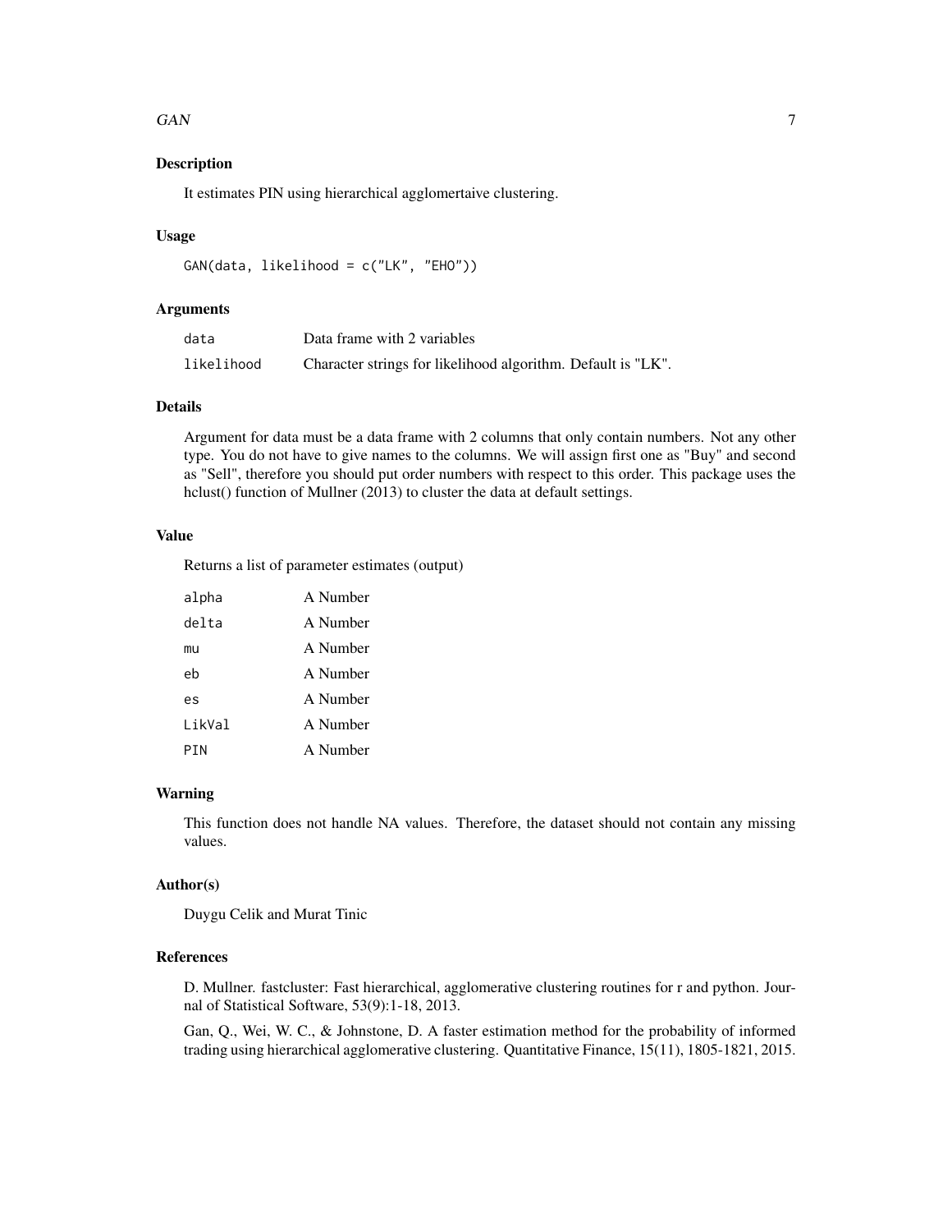## Description

It estimates PIN using hierarchical agglomertaive clustering.

## Usage

```
GAN(data, likelihood = c("LK", "EHO"))
```

## Arguments

| | |
|---|---|
| `data` | Data frame with 2 variables |
| `likelihood` | Character strings for likelihood algorithm. Default is "LK". |

## Details

Argument for data must be a data frame with 2 columns that only contain numbers. Not any other type. You do not have to give names to the columns. We will assign first one as "Buy" and second as "Sell", therefore you should put order numbers with respect to this order. This package uses the hclust() function of Mullner (2013) to cluster the data at default settings.

## Value

Returns a list of parameter estimates (output)

| | |
|---|---|
| `alpha` | A Number |
| `delta` | A Number |
| `mu` | A Number |
| `eb` | A Number |
| `es` | A Number |
| `LikVal` | A Number |
| `PIN` | A Number |

## Warning

This function does not handle NA values. Therefore, the dataset should not contain any missing values.

## Author(s)

Duygu Celik and Murat Tinic

## References

D. Mullner. fastcluster: Fast hierarchical, agglomerative clustering routines for r and python. Journal of Statistical Software, 53(9):1-18, 2013.

Gan, Q., Wei, W. C., & Johnstone, D. A faster estimation method for the probability of informed trading using hierarchical agglomerative clustering. Quantitative Finance, 15(11), 1805-1821, 2015.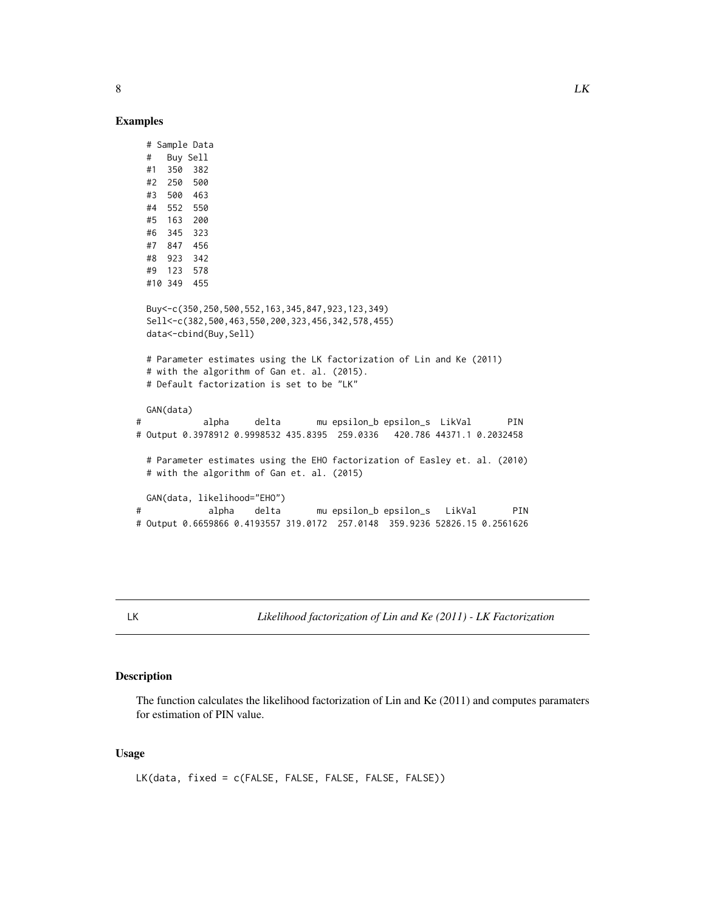## Examples

```
# Sample Data
#   Buy Sell
#1  350  382
#2  250  500
#3  500  463
#4  552  550
#5  163  200
#6  345  323
#7  847  456
#8  923  342
#9  123  578
#10 349  455

Buy<-c(350,250,500,552,163,345,847,923,123,349)
Sell<-c(382,500,463,550,200,323,456,342,578,455)
data<-cbind(Buy,Sell)

# Parameter estimates using the LK factorization of Lin and Ke (2011)
# with the algorithm of Gan et. al. (2015).
# Default factorization is set to be "LK"

GAN(data)
#            alpha     delta       mu epsilon_b epsilon_s  LikVal       PIN
# Output 0.3978912 0.9998532 435.8395  259.0336   420.786 44371.1 0.2032458

# Parameter estimates using the EHO factorization of Easley et. al. (2010)
# with the algorithm of Gan et. al. (2015)

GAN(data, likelihood="EHO")
#             alpha    delta       mu epsilon_b epsilon_s   LikVal       PIN
# Output 0.6659866 0.4193557 319.0172  257.0148  359.9236 52826.15 0.2561626
```

---

LK — *Likelihood factorization of Lin and Ke (2011) - LK Factorization*

---

## Description

The function calculates the likelihood factorization of Lin and Ke (2011) and computes paramaters for estimation of PIN value.

## Usage

```
LK(data, fixed = c(FALSE, FALSE, FALSE, FALSE, FALSE))
```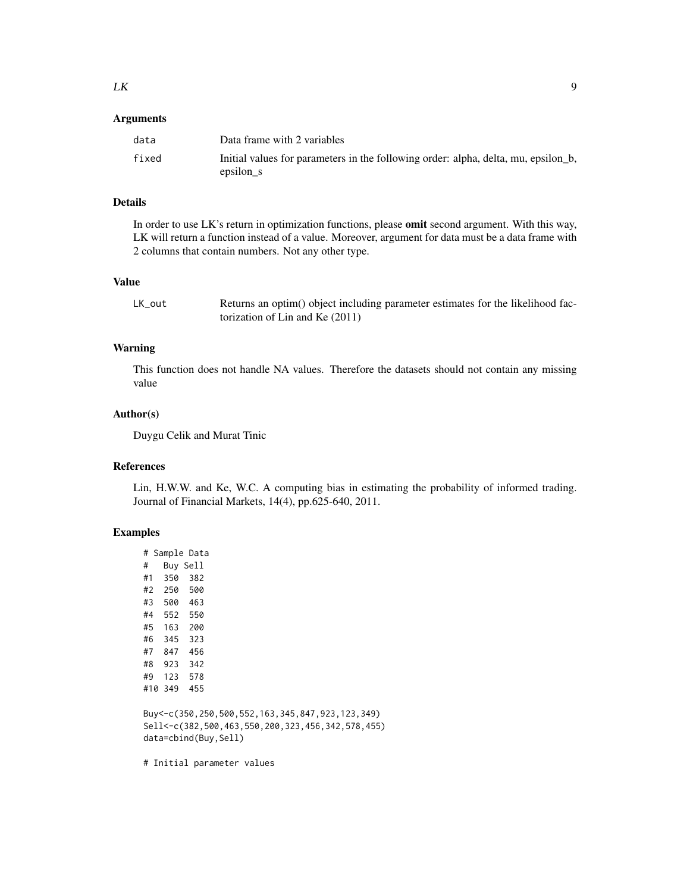### Arguments

| | |
|---|---|
| data | Data frame with 2 variables |
| fixed | Initial values for parameters in the following order: alpha, delta, mu, epsilon_b, epsilon_s |

### Details

In order to use LK's return in optimization functions, please **omit** second argument. With this way, LK will return a function instead of a value. Moreover, argument for data must be a data frame with 2 columns that contain numbers. Not any other type.

### Value

| | |
|---|---|
| LK_out | Returns an optim() object including parameter estimates for the likelihood factorization of Lin and Ke (2011) |

### Warning

This function does not handle NA values. Therefore the datasets should not contain any missing value

### Author(s)

Duygu Celik and Murat Tinic

### References

Lin, H.W.W. and Ke, W.C. A computing bias in estimating the probability of informed trading. Journal of Financial Markets, 14(4), pp.625-640, 2011.

### Examples

```
# Sample Data
#   Buy Sell
#1  350  382
#2  250  500
#3  500  463
#4  552  550
#5  163  200
#6  345  323
#7  847  456
#8  923  342
#9  123  578
#10 349  455

Buy<-c(350,250,500,552,163,345,847,923,123,349)
Sell<-c(382,500,463,550,200,323,456,342,578,455)
data=cbind(Buy,Sell)

# Initial parameter values
```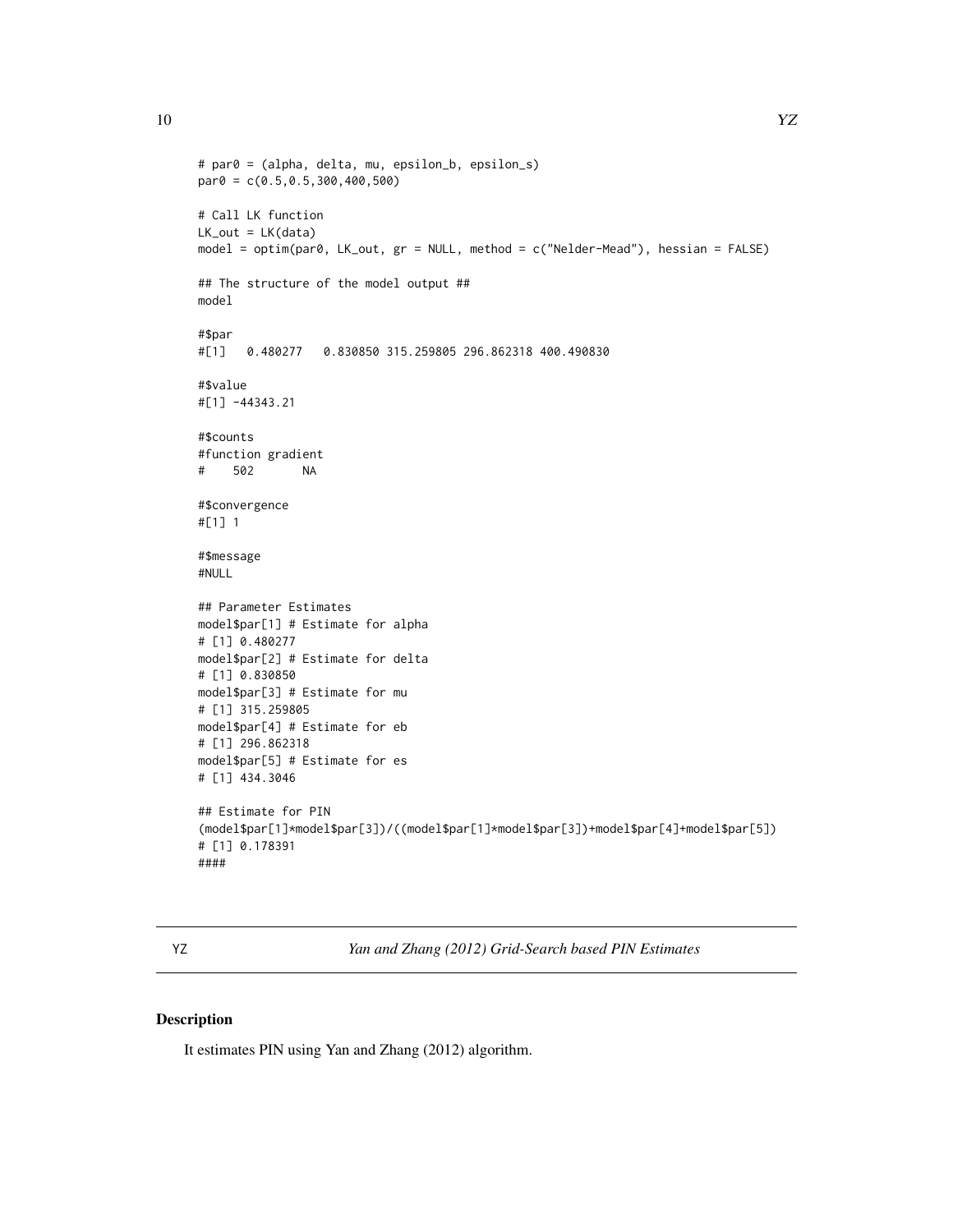```
# par0 = (alpha, delta, mu, epsilon_b, epsilon_s)
par0 = c(0.5,0.5,300,400,500)

# Call LK function
LK_out = LK(data)
model = optim(par0, LK_out, gr = NULL, method = c("Nelder-Mead"), hessian = FALSE)

## The structure of the model output ##
model

#$par
#[1]   0.480277   0.830850 315.259805 296.862318 400.490830

#$value
#[1] -44343.21

#$counts
#function gradient
#    502       NA

#$convergence
#[1] 1

#$message
#NULL

## Parameter Estimates
model$par[1] # Estimate for alpha
# [1] 0.480277
model$par[2] # Estimate for delta
# [1] 0.830850
model$par[3] # Estimate for mu
# [1] 315.259805
model$par[4] # Estimate for eb
# [1] 296.862318
model$par[5] # Estimate for es
# [1] 434.3046

## Estimate for PIN
(model$par[1]*model$par[3])/((model$par[1]*model$par[3])+model$par[4]+model$par[5])
# [1] 0.178391
####
```

---

YZ *Yan and Zhang (2012) Grid-Search based PIN Estimates*

---

## Description

It estimates PIN using Yan and Zhang (2012) algorithm.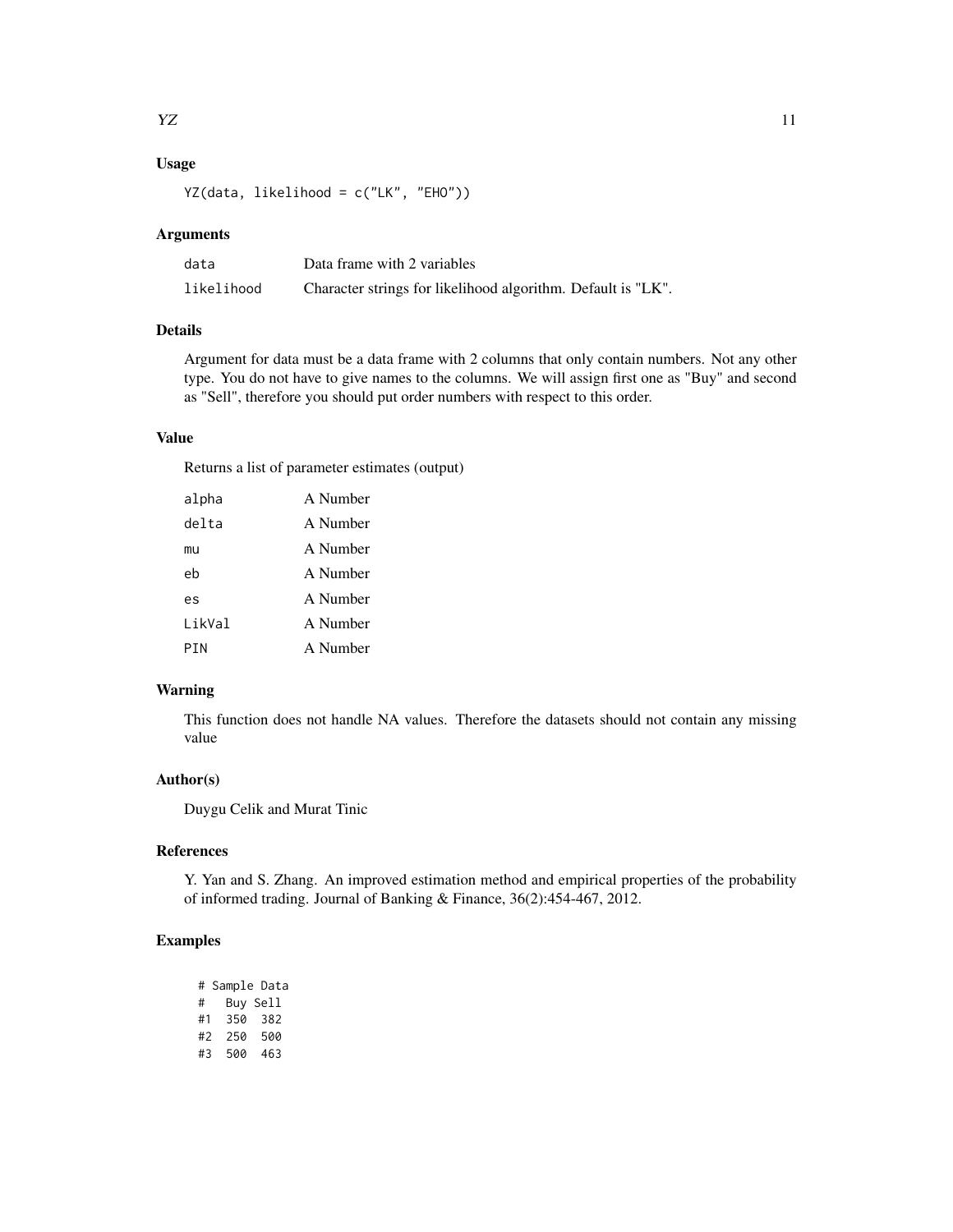### Usage

```
YZ(data, likelihood = c("LK", "EHO"))
```

### Arguments

| | |
|---|---|
| `data` | Data frame with 2 variables |
| `likelihood` | Character strings for likelihood algorithm. Default is "LK". |

### Details

Argument for data must be a data frame with 2 columns that only contain numbers. Not any other type. You do not have to give names to the columns. We will assign first one as "Buy" and second as "Sell", therefore you should put order numbers with respect to this order.

### Value

Returns a list of parameter estimates (output)

| | |
|---|---|
| `alpha` | A Number |
| `delta` | A Number |
| `mu` | A Number |
| `eb` | A Number |
| `es` | A Number |
| `LikVal` | A Number |
| `PIN` | A Number |

### Warning

This function does not handle NA values. Therefore the datasets should not contain any missing value

### Author(s)

Duygu Celik and Murat Tinic

### References

Y. Yan and S. Zhang. An improved estimation method and empirical properties of the probability of informed trading. Journal of Banking & Finance, 36(2):454-467, 2012.

### Examples

```
# Sample Data
#   Buy Sell
#1  350  382
#2  250  500
#3  500  463
```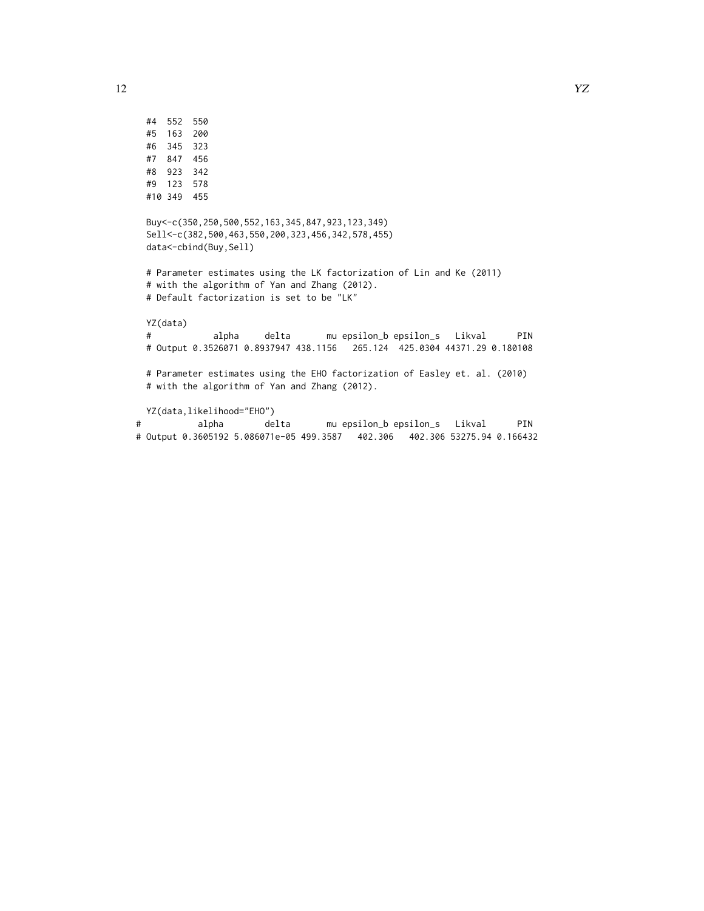```
#4  552  550
#5  163  200
#6  345  323
#7  847  456
#8  923  342
#9  123  578
#10 349  455

Buy<-c(350,250,500,552,163,345,847,923,123,349)
Sell<-c(382,500,463,550,200,323,456,342,578,455)
data<-cbind(Buy,Sell)

# Parameter estimates using the LK factorization of Lin and Ke (2011)
# with the algorithm of Yan and Zhang (2012).
# Default factorization is set to be "LK"

YZ(data)
#            alpha     delta       mu epsilon_b epsilon_s   Likval      PIN
# Output 0.3526071 0.8937947 438.1156   265.124  425.0304 44371.29 0.180108

# Parameter estimates using the EHO factorization of Easley et. al. (2010)
# with the algorithm of Yan and Zhang (2012).

YZ(data,likelihood="EHO")
#           alpha        delta       mu epsilon_b epsilon_s   Likval      PIN
# Output 0.3605192 5.086071e-05 499.3587   402.306   402.306 53275.94 0.166432
```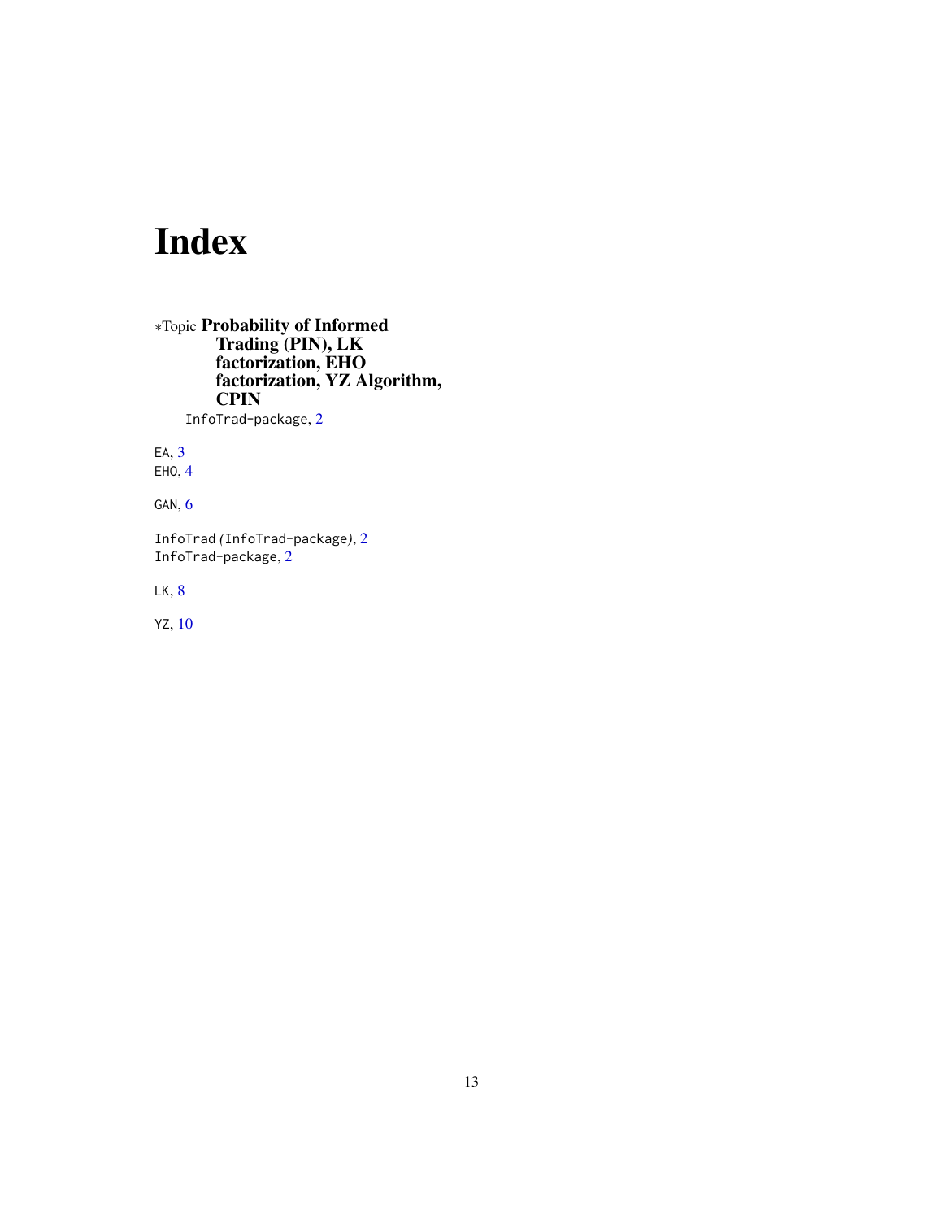# Index

∗Topic **Probability of Informed Trading (PIN), LK factorization, EHO factorization, YZ Algorithm, CPIN**

InfoTrad-package, 2

EA, 3
EHO, 4

GAN, 6

InfoTrad *(*InfoTrad-package*)*, 2
InfoTrad-package, 2

LK, 8

YZ, 10